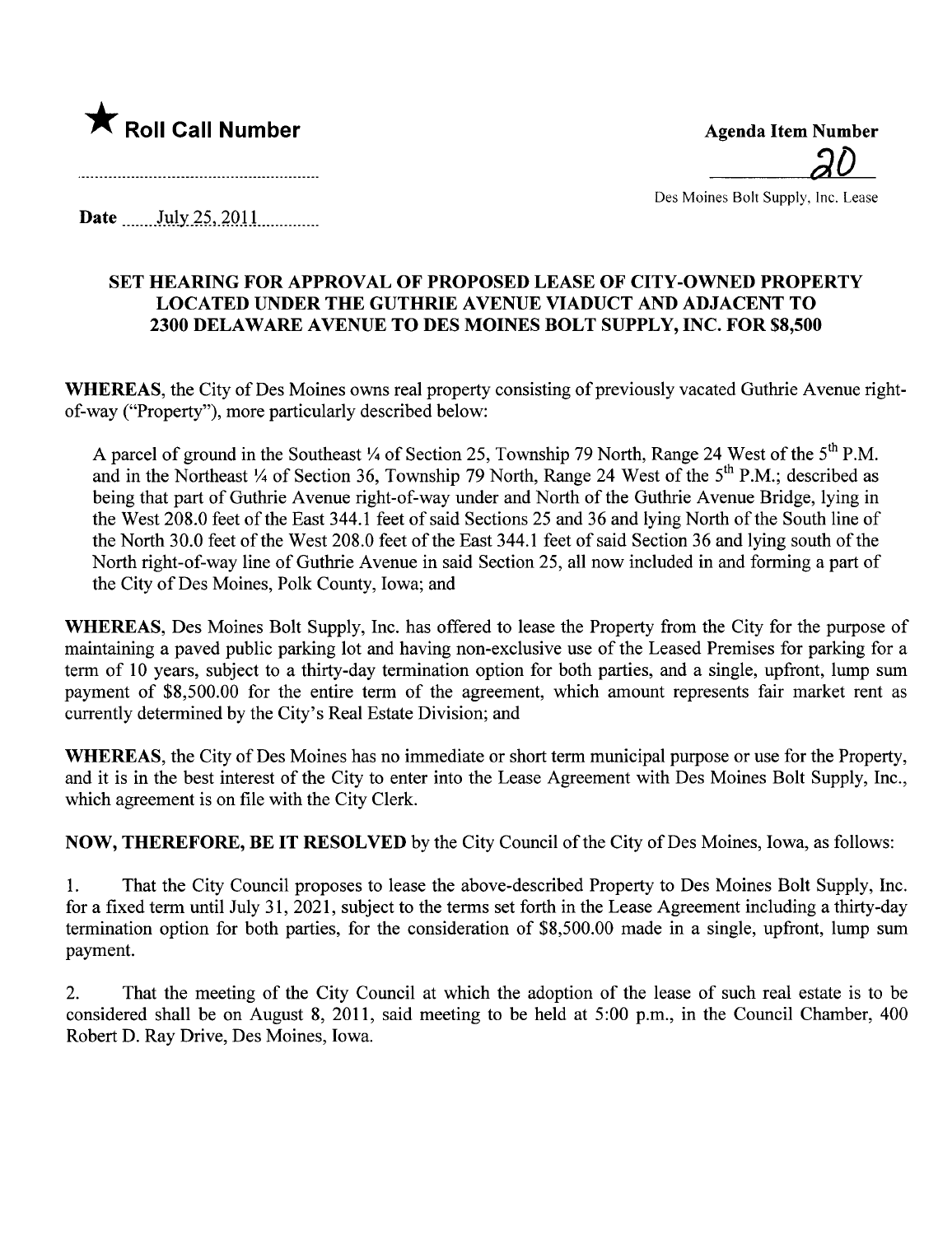★ **Roll Call Number**

**Agenda Item Number**

20

Des Moines Bolt Supply, Inc. Lease

**Date** July 25, 2011

**SET HEARING FOR APPROVAL OF PROPOSED LEASE OF CITY-OWNED PROPERTY LOCATED UNDER THE GUTHRIE AVENUE VIADUCT AND ADJACENT TO 2300 DELAWARE AVENUE TO DES MOINES BOLT SUPPLY, INC. FOR $8,500**

**WHEREAS**, the City of Des Moines owns real property consisting of previously vacated Guthrie Avenue right-of-way ("Property"), more particularly described below:

A parcel of ground in the Southeast ¼ of Section 25, Township 79 North, Range 24 West of the 5th P.M. and in the Northeast ¼ of Section 36, Township 79 North, Range 24 West of the 5th P.M.; described as being that part of Guthrie Avenue right-of-way under and North of the Guthrie Avenue Bridge, lying in the West 208.0 feet of the East 344.1 feet of said Sections 25 and 36 and lying North of the South line of the North 30.0 feet of the West 208.0 feet of the East 344.1 feet of said Section 36 and lying south of the North right-of-way line of Guthrie Avenue in said Section 25, all now included in and forming a part of the City of Des Moines, Polk County, Iowa; and

**WHEREAS**, Des Moines Bolt Supply, Inc. has offered to lease the Property from the City for the purpose of maintaining a paved public parking lot and having non-exclusive use of the Leased Premises for parking for a term of 10 years, subject to a thirty-day termination option for both parties, and a single, upfront, lump sum payment of $8,500.00 for the entire term of the agreement, which amount represents fair market rent as currently determined by the City's Real Estate Division; and

**WHEREAS**, the City of Des Moines has no immediate or short term municipal purpose or use for the Property, and it is in the best interest of the City to enter into the Lease Agreement with Des Moines Bolt Supply, Inc., which agreement is on file with the City Clerk.

**NOW, THEREFORE, BE IT RESOLVED** by the City Council of the City of Des Moines, Iowa, as follows:

1. That the City Council proposes to lease the above-described Property to Des Moines Bolt Supply, Inc. for a fixed term until July 31, 2021, subject to the terms set forth in the Lease Agreement including a thirty-day termination option for both parties, for the consideration of $8,500.00 made in a single, upfront, lump sum payment.

2. That the meeting of the City Council at which the adoption of the lease of such real estate is to be considered shall be on August 8, 2011, said meeting to be held at 5:00 p.m., in the Council Chamber, 400 Robert D. Ray Drive, Des Moines, Iowa.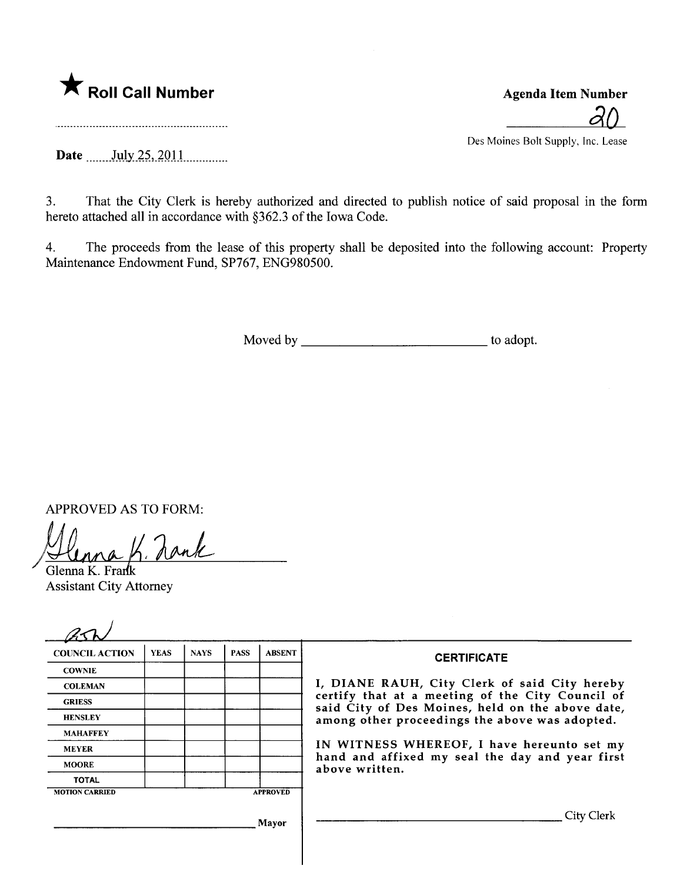★ **Roll Call Number**

..............................................................

**Agenda Item Number**

20

Des Moines Bolt Supply, Inc. Lease

**Date** July 25, 2011

3. That the City Clerk is hereby authorized and directed to publish notice of said proposal in the form hereto attached all in accordance with §362.3 of the Iowa Code.

4. The proceeds from the lease of this property shall be deposited into the following account: Property Maintenance Endowment Fund, SP767, ENG980500.

Moved by ____________________________ to adopt.

APPROVED AS TO FORM:

Glenna K. Frank
Glenna K. Frank
Assistant City Attorney

| COUNCIL ACTION | YEAS | NAYS | PASS | ABSENT |
|---|---|---|---|---|
| COWNIE | | | | |
| COLEMAN | | | | |
| GRIESS | | | | |
| HENSLEY | | | | |
| MAHAFFEY | | | | |
| MEYER | | | | |
| MOORE | | | | |
| TOTAL | | | | |

MOTION CARRIED APPROVED

____________________________ Mayor

**CERTIFICATE**

I, DIANE RAUH, City Clerk of said City hereby certify that at a meeting of the City Council of said City of Des Moines, held on the above date, among other proceedings the above was adopted.

IN WITNESS WHEREOF, I have hereunto set my hand and affixed my seal the day and year first above written.

____________________________ City Clerk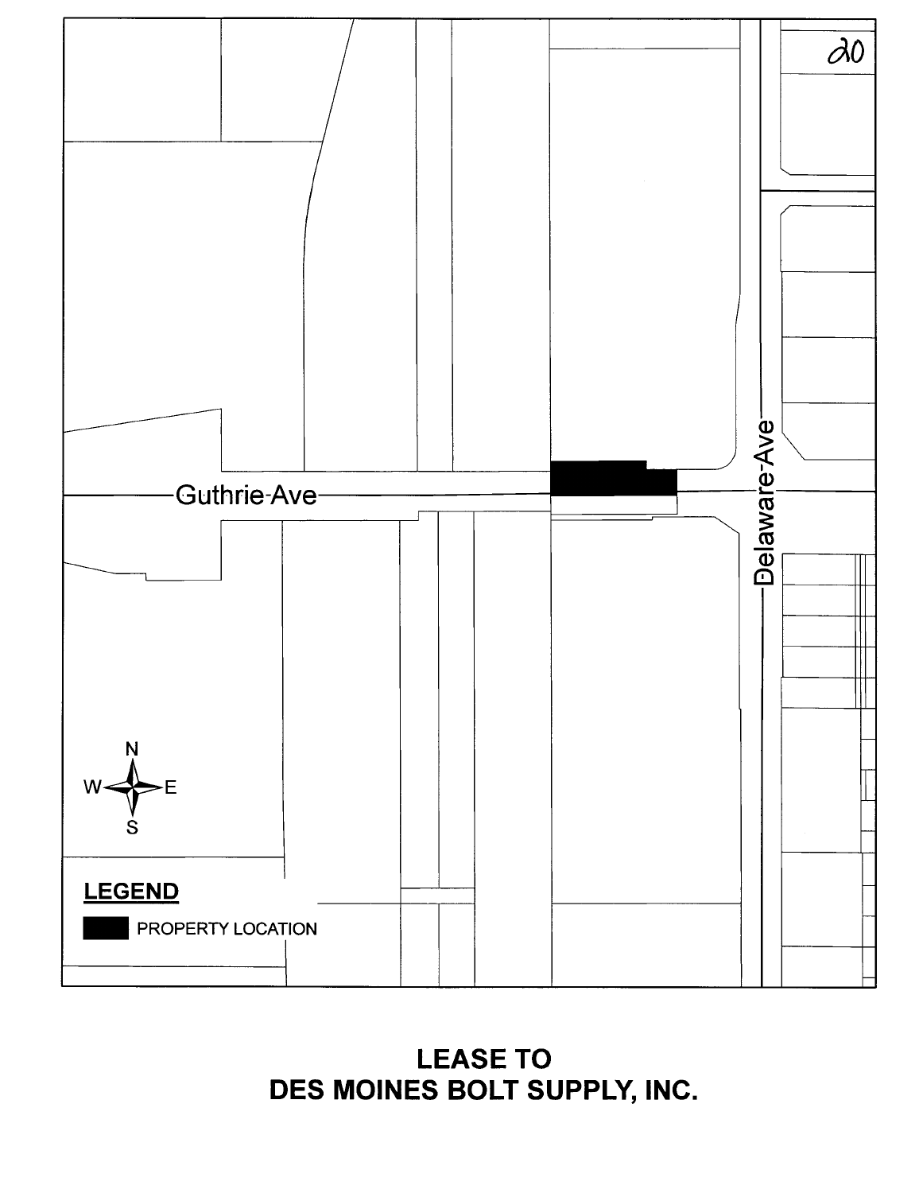20

Guthrie Ave

Delaware Ave

N

W

E

S

**LEGEND**

PROPERTY LOCATION

## LEASE TO
## DES MOINES BOLT SUPPLY, INC.